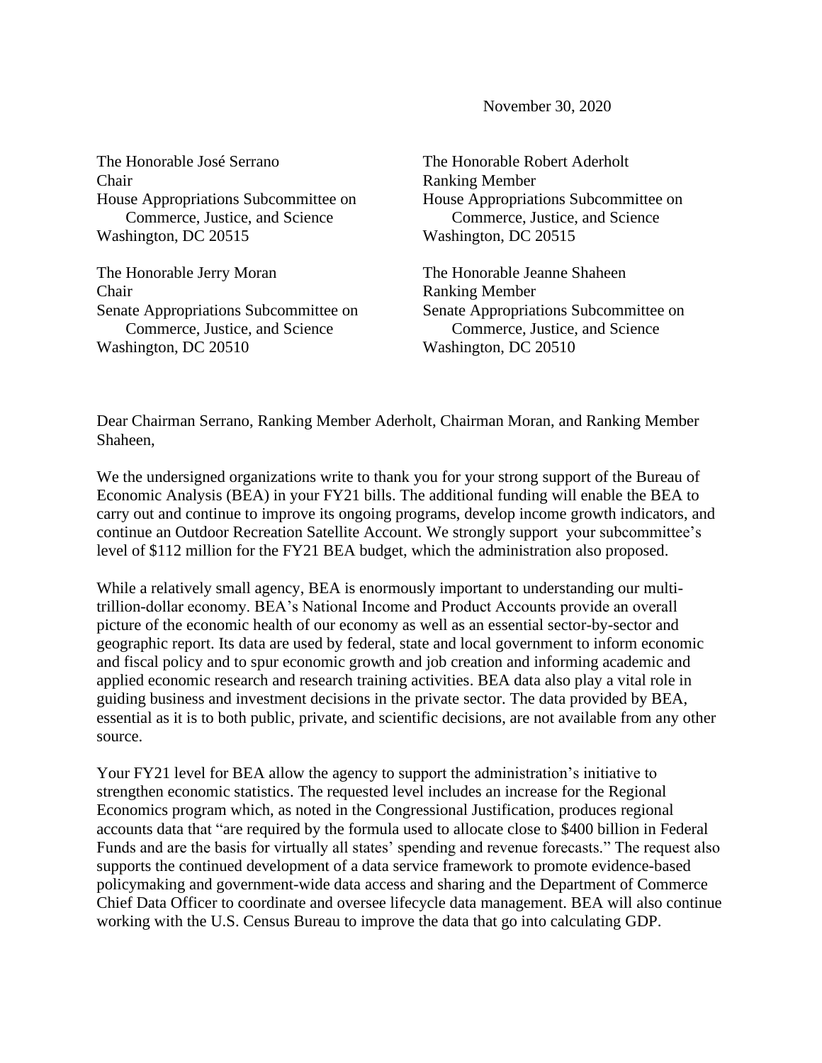November 30, 2020

The Honorable José Serrano
Chair
House Appropriations Subcommittee on
Commerce, Justice, and Science
Washington, DC 20515

The Honorable Robert Aderholt
Ranking Member
House Appropriations Subcommittee on
Commerce, Justice, and Science
Washington, DC 20515

The Honorable Jerry Moran
Chair
Senate Appropriations Subcommittee on
Commerce, Justice, and Science
Washington, DC 20510

The Honorable Jeanne Shaheen
Ranking Member
Senate Appropriations Subcommittee on
Commerce, Justice, and Science
Washington, DC 20510

Dear Chairman Serrano, Ranking Member Aderholt, Chairman Moran, and Ranking Member Shaheen,

We the undersigned organizations write to thank you for your strong support of the Bureau of Economic Analysis (BEA) in your FY21 bills. The additional funding will enable the BEA to carry out and continue to improve its ongoing programs, develop income growth indicators, and continue an Outdoor Recreation Satellite Account. We strongly support your subcommittee's level of $112 million for the FY21 BEA budget, which the administration also proposed.

While a relatively small agency, BEA is enormously important to understanding our multi-trillion-dollar economy. BEA's National Income and Product Accounts provide an overall picture of the economic health of our economy as well as an essential sector-by-sector and geographic report. Its data are used by federal, state and local government to inform economic and fiscal policy and to spur economic growth and job creation and informing academic and applied economic research and research training activities. BEA data also play a vital role in guiding business and investment decisions in the private sector. The data provided by BEA, essential as it is to both public, private, and scientific decisions, are not available from any other source.

Your FY21 level for BEA allow the agency to support the administration's initiative to strengthen economic statistics. The requested level includes an increase for the Regional Economics program which, as noted in the Congressional Justification, produces regional accounts data that "are required by the formula used to allocate close to $400 billion in Federal Funds and are the basis for virtually all states' spending and revenue forecasts." The request also supports the continued development of a data service framework to promote evidence-based policymaking and government-wide data access and sharing and the Department of Commerce Chief Data Officer to coordinate and oversee lifecycle data management. BEA will also continue working with the U.S. Census Bureau to improve the data that go into calculating GDP.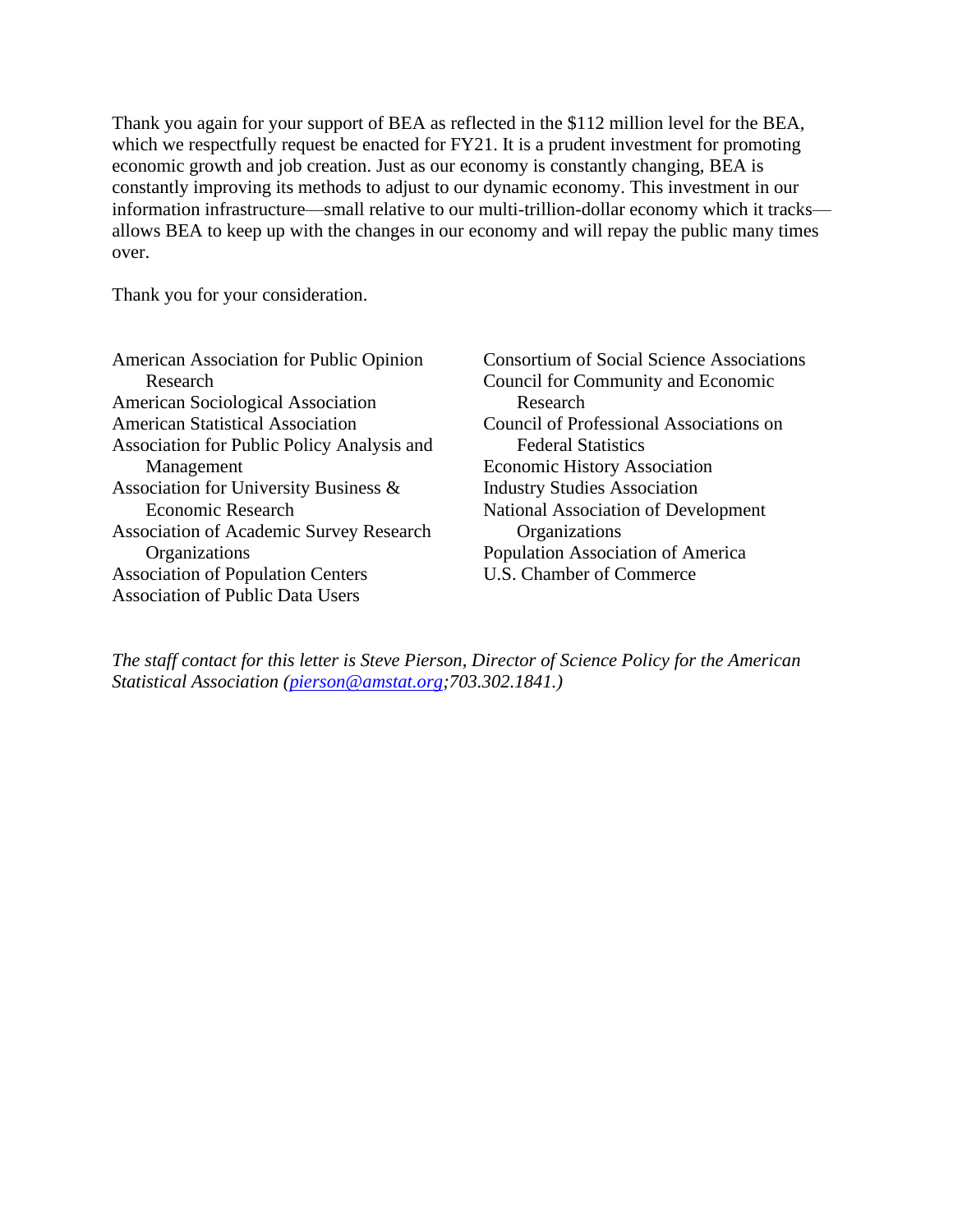Thank you again for your support of BEA as reflected in the $112 million level for the BEA, which we respectfully request be enacted for FY21. It is a prudent investment for promoting economic growth and job creation. Just as our economy is constantly changing, BEA is constantly improving its methods to adjust to our dynamic economy. This investment in our information infrastructure—small relative to our multi-trillion-dollar economy which it tracks—allows BEA to keep up with the changes in our economy and will repay the public many times over.

Thank you for your consideration.

American Association for Public Opinion Research
American Sociological Association
American Statistical Association
Association for Public Policy Analysis and Management
Association for University Business & Economic Research
Association of Academic Survey Research Organizations
Association of Population Centers
Association of Public Data Users
Consortium of Social Science Associations
Council for Community and Economic Research
Council of Professional Associations on Federal Statistics
Economic History Association
Industry Studies Association
National Association of Development Organizations
Population Association of America
U.S. Chamber of Commerce

*The staff contact for this letter is Steve Pierson, Director of Science Policy for the American Statistical Association (pierson@amstat.org;703.302.1841.)*